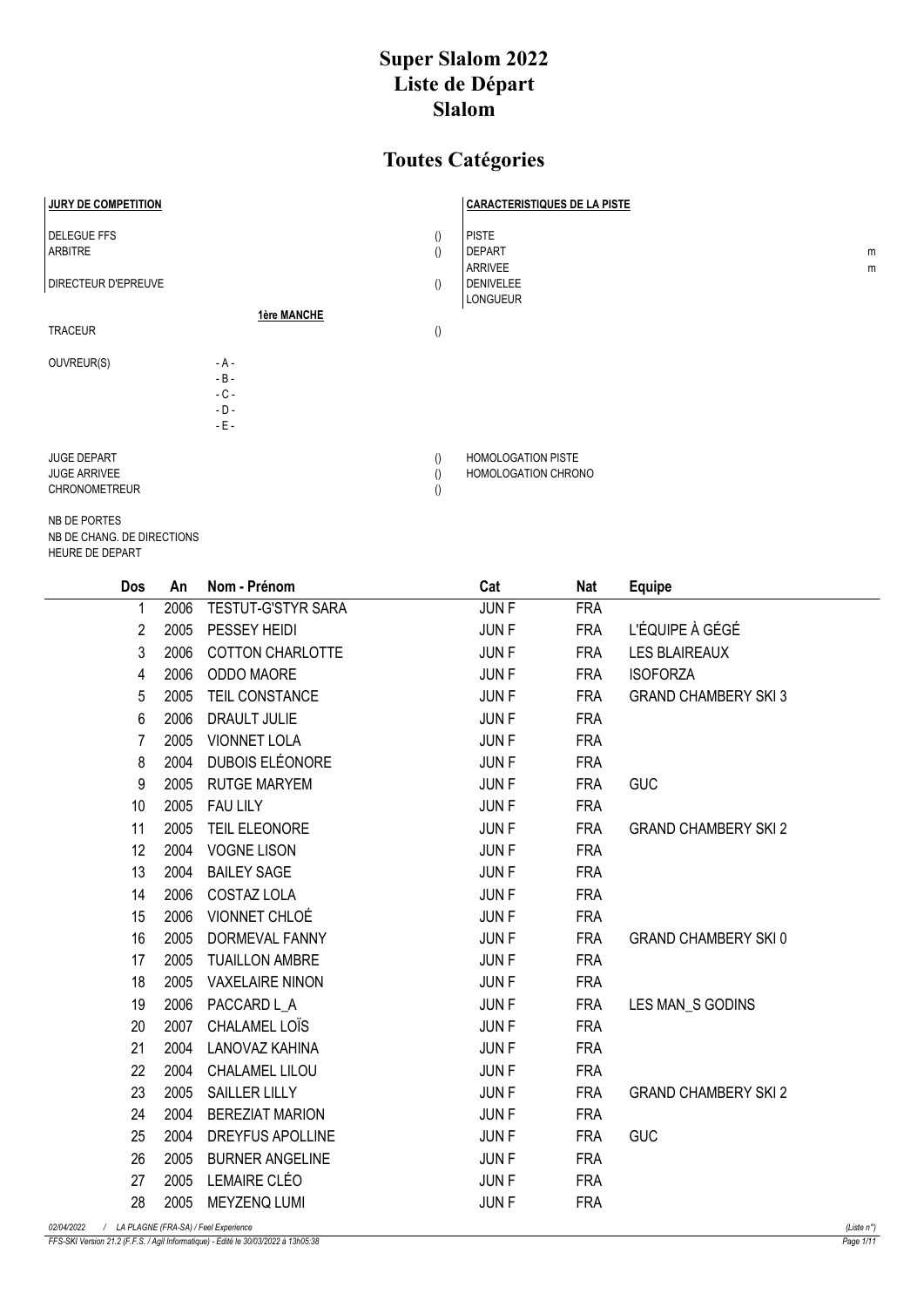# Super Slalom 2022
# Liste de Départ
# Slalom

## Toutes Catégories

| JURY DE COMPETITION | | | CARACTERISTIQUES DE LA PISTE | |
|---|---|---|---|---|
| DELEGUE FFS | | () | PISTE | |
| ARBITRE | | () | DEPART | m |
| | | | ARRIVEE | m |
| DIRECTEUR D'EPREUVE | | () | DENIVELEE | |
| | | | LONGUEUR | |

**1ère MANCHE**

| | | |
|---|---|---|
| TRACEUR | | () |
| OUVREUR(S) | - A - | |
| | - B - | |
| | - C - | |
| | - D - | |
| | - E - | |

| | | |
|---|---|---|
| JUGE DEPART | () | HOMOLOGATION PISTE |
| JUGE ARRIVEE | () | HOMOLOGATION CHRONO |
| CHRONOMETREUR | () | |

NB DE PORTES
NB DE CHANG. DE DIRECTIONS
HEURE DE DEPART

| Dos | An | Nom - Prénom | Cat | Nat | Equipe |
|---|---|---|---|---|---|
| 1 | 2006 | TESTUT-G'STYR SARA | JUN F | FRA | |
| 2 | 2005 | PESSEY HEIDI | JUN F | FRA | L'ÉQUIPE À GÉGÉ |
| 3 | 2006 | COTTON CHARLOTTE | JUN F | FRA | LES BLAIREAUX |
| 4 | 2006 | ODDO MAORE | JUN F | FRA | ISOFORZA |
| 5 | 2005 | TEIL CONSTANCE | JUN F | FRA | GRAND CHAMBERY SKI 3 |
| 6 | 2006 | DRAULT JULIE | JUN F | FRA | |
| 7 | 2005 | VIONNET LOLA | JUN F | FRA | |
| 8 | 2004 | DUBOIS ELÉONORE | JUN F | FRA | |
| 9 | 2005 | RUTGE MARYEM | JUN F | FRA | GUC |
| 10 | 2005 | FAU LILY | JUN F | FRA | |
| 11 | 2005 | TEIL ELEONORE | JUN F | FRA | GRAND CHAMBERY SKI 2 |
| 12 | 2004 | VOGNE LISON | JUN F | FRA | |
| 13 | 2004 | BAILEY SAGE | JUN F | FRA | |
| 14 | 2006 | COSTAZ LOLA | JUN F | FRA | |
| 15 | 2006 | VIONNET CHLOÉ | JUN F | FRA | |
| 16 | 2005 | DORMEVAL FANNY | JUN F | FRA | GRAND CHAMBERY SKI 0 |
| 17 | 2005 | TUAILLON AMBRE | JUN F | FRA | |
| 18 | 2005 | VAXELAIRE NINON | JUN F | FRA | |
| 19 | 2006 | PACCARD L_A | JUN F | FRA | LES MAN_S GODINS |
| 20 | 2007 | CHALAMEL LOÏS | JUN F | FRA | |
| 21 | 2004 | LANOVAZ KAHINA | JUN F | FRA | |
| 22 | 2004 | CHALAMEL LILOU | JUN F | FRA | |
| 23 | 2005 | SAILLER LILLY | JUN F | FRA | GRAND CHAMBERY SKI 2 |
| 24 | 2004 | BEREZIAT MARION | JUN F | FRA | |
| 25 | 2004 | DREYFUS APOLLINE | JUN F | FRA | GUC |
| 26 | 2005 | BURNER ANGELINE | JUN F | FRA | |
| 27 | 2005 | LEMAIRE CLÉO | JUN F | FRA | |
| 28 | 2005 | MEYZENQ LUMI | JUN F | FRA | |

*02/04/2022 / LA PLAGNE (FRA-SA) / Feel Experience* *(Liste n°)*

*FFS-SKI Version 21.2 (F.F.S. / Agil Informatique) - Edité le 30/03/2022 à 13h05:38*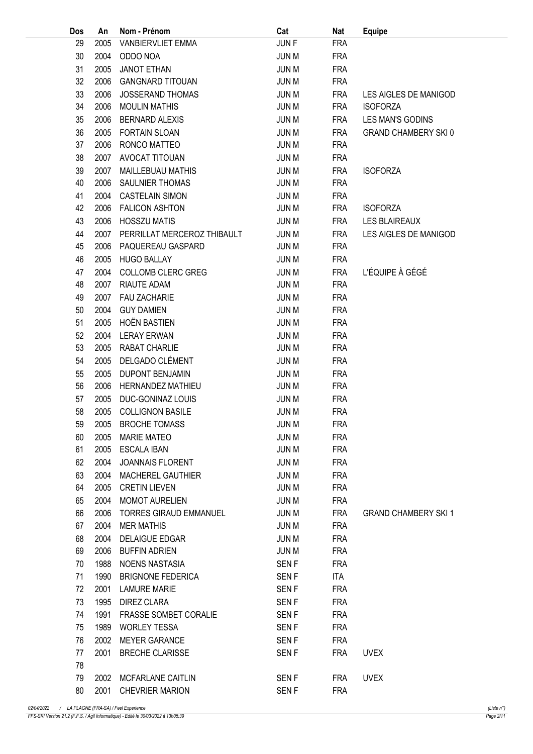| Dos | An | Nom - Prénom | Cat | Nat | Equipe |
|---|---|---|---|---|---|
| 29 | 2005 | VANBIERVLIET EMMA | JUN F | FRA | |
| 30 | 2004 | ODDO NOA | JUN M | FRA | |
| 31 | 2005 | JANOT ETHAN | JUN M | FRA | |
| 32 | 2006 | GANGNARD TITOUAN | JUN M | FRA | |
| 33 | 2006 | JOSSERAND THOMAS | JUN M | FRA | LES AIGLES DE MANIGOD |
| 34 | 2006 | MOULIN MATHIS | JUN M | FRA | ISOFORZA |
| 35 | 2006 | BERNARD ALEXIS | JUN M | FRA | LES MAN'S GODINS |
| 36 | 2005 | FORTAIN SLOAN | JUN M | FRA | GRAND CHAMBERY SKI 0 |
| 37 | 2006 | RONCO MATTEO | JUN M | FRA | |
| 38 | 2007 | AVOCAT TITOUAN | JUN M | FRA | |
| 39 | 2007 | MAILLEBUAU MATHIS | JUN M | FRA | ISOFORZA |
| 40 | 2006 | SAULNIER THOMAS | JUN M | FRA | |
| 41 | 2004 | CASTELAIN SIMON | JUN M | FRA | |
| 42 | 2006 | FALICON ASHTON | JUN M | FRA | ISOFORZA |
| 43 | 2006 | HOSSZU MATIS | JUN M | FRA | LES BLAIREAUX |
| 44 | 2007 | PERRILLAT MERCEROZ THIBAULT | JUN M | FRA | LES AIGLES DE MANIGOD |
| 45 | 2006 | PAQUEREAU GASPARD | JUN M | FRA | |
| 46 | 2005 | HUGO BALLAY | JUN M | FRA | |
| 47 | 2004 | COLLOMB CLERC GREG | JUN M | FRA | L'ÉQUIPE À GÉGÉ |
| 48 | 2007 | RIAUTE ADAM | JUN M | FRA | |
| 49 | 2007 | FAU ZACHARIE | JUN M | FRA | |
| 50 | 2004 | GUY DAMIEN | JUN M | FRA | |
| 51 | 2005 | HOËN BASTIEN | JUN M | FRA | |
| 52 | 2004 | LERAY ERWAN | JUN M | FRA | |
| 53 | 2005 | RABAT CHARLIE | JUN M | FRA | |
| 54 | 2005 | DELGADO CLÉMENT | JUN M | FRA | |
| 55 | 2005 | DUPONT BENJAMIN | JUN M | FRA | |
| 56 | 2006 | HERNANDEZ MATHIEU | JUN M | FRA | |
| 57 | 2005 | DUC-GONINAZ LOUIS | JUN M | FRA | |
| 58 | 2005 | COLLIGNON BASILE | JUN M | FRA | |
| 59 | 2005 | BROCHE TOMASS | JUN M | FRA | |
| 60 | 2005 | MARIE MATEO | JUN M | FRA | |
| 61 | 2005 | ESCALA IBAN | JUN M | FRA | |
| 62 | 2004 | JOANNAIS FLORENT | JUN M | FRA | |
| 63 | 2004 | MACHEREL GAUTHIER | JUN M | FRA | |
| 64 | 2005 | CRETIN LIEVEN | JUN M | FRA | |
| 65 | 2004 | MOMOT AURELIEN | JUN M | FRA | |
| 66 | 2006 | TORRES GIRAUD EMMANUEL | JUN M | FRA | GRAND CHAMBERY SKI 1 |
| 67 | 2004 | MER MATHIS | JUN M | FRA | |
| 68 | 2004 | DELAIGUE EDGAR | JUN M | FRA | |
| 69 | 2006 | BUFFIN ADRIEN | JUN M | FRA | |
| 70 | 1988 | NOENS NASTASIA | SEN F | FRA | |
| 71 | 1990 | BRIGNONE FEDERICA | SEN F | ITA | |
| 72 | 2001 | LAMURE MARIE | SEN F | FRA | |
| 73 | 1995 | DIREZ CLARA | SEN F | FRA | |
| 74 | 1991 | FRASSE SOMBET CORALIE | SEN F | FRA | |
| 75 | 1989 | WORLEY TESSA | SEN F | FRA | |
| 76 | 2002 | MEYER GARANCE | SEN F | FRA | |
| 77 | 2001 | BRECHE CLARISSE | SEN F | FRA | UVEX |
| 78 | | | | | |
| 79 | 2002 | MCFARLANE CAITLIN | SEN F | FRA | UVEX |
| 80 | 2001 | CHEVRIER MARION | SEN F | FRA | |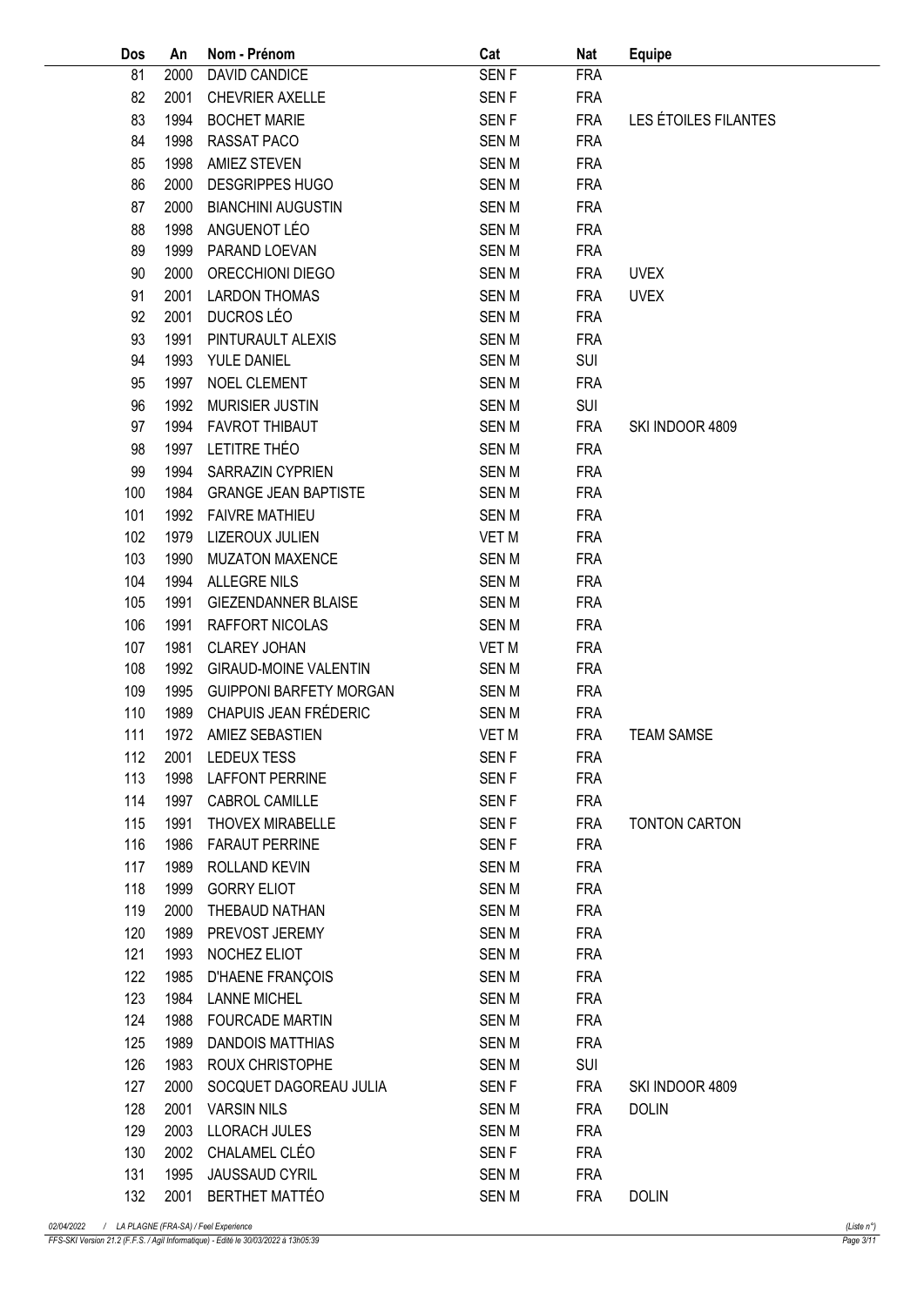| Dos | An | Nom - Prénom | Cat | Nat | Equipe |
|---|---|---|---|---|---|
| 81 | 2000 | DAVID CANDICE | SEN F | FRA | |
| 82 | 2001 | CHEVRIER AXELLE | SEN F | FRA | |
| 83 | 1994 | BOCHET MARIE | SEN F | FRA | LES ÉTOILES FILANTES |
| 84 | 1998 | RASSAT PACO | SEN M | FRA | |
| 85 | 1998 | AMIEZ STEVEN | SEN M | FRA | |
| 86 | 2000 | DESGRIPPES HUGO | SEN M | FRA | |
| 87 | 2000 | BIANCHINI AUGUSTIN | SEN M | FRA | |
| 88 | 1998 | ANGUENOT LÉO | SEN M | FRA | |
| 89 | 1999 | PARAND LOEVAN | SEN M | FRA | |
| 90 | 2000 | ORECCHIONI DIEGO | SEN M | FRA | UVEX |
| 91 | 2001 | LARDON THOMAS | SEN M | FRA | UVEX |
| 92 | 2001 | DUCROS LÉO | SEN M | FRA | |
| 93 | 1991 | PINTURAULT ALEXIS | SEN M | FRA | |
| 94 | 1993 | YULE DANIEL | SEN M | SUI | |
| 95 | 1997 | NOEL CLEMENT | SEN M | FRA | |
| 96 | 1992 | MURISIER JUSTIN | SEN M | SUI | |
| 97 | 1994 | FAVROT THIBAUT | SEN M | FRA | SKI INDOOR 4809 |
| 98 | 1997 | LETITRE THÉO | SEN M | FRA | |
| 99 | 1994 | SARRAZIN CYPRIEN | SEN M | FRA | |
| 100 | 1984 | GRANGE JEAN BAPTISTE | SEN M | FRA | |
| 101 | 1992 | FAIVRE MATHIEU | SEN M | FRA | |
| 102 | 1979 | LIZEROUX JULIEN | VET M | FRA | |
| 103 | 1990 | MUZATON MAXENCE | SEN M | FRA | |
| 104 | 1994 | ALLEGRE NILS | SEN M | FRA | |
| 105 | 1991 | GIEZENDANNER BLAISE | SEN M | FRA | |
| 106 | 1991 | RAFFORT NICOLAS | SEN M | FRA | |
| 107 | 1981 | CLAREY JOHAN | VET M | FRA | |
| 108 | 1992 | GIRAUD-MOINE VALENTIN | SEN M | FRA | |
| 109 | 1995 | GUIPPONI BARFETY MORGAN | SEN M | FRA | |
| 110 | 1989 | CHAPUIS JEAN FRÉDERIC | SEN M | FRA | |
| 111 | 1972 | AMIEZ SEBASTIEN | VET M | FRA | TEAM SAMSE |
| 112 | 2001 | LEDEUX TESS | SEN F | FRA | |
| 113 | 1998 | LAFFONT PERRINE | SEN F | FRA | |
| 114 | 1997 | CABROL CAMILLE | SEN F | FRA | |
| 115 | 1991 | THOVEX MIRABELLE | SEN F | FRA | TONTON CARTON |
| 116 | 1986 | FARAUT PERRINE | SEN F | FRA | |
| 117 | 1989 | ROLLAND KEVIN | SEN M | FRA | |
| 118 | 1999 | GORRY ELIOT | SEN M | FRA | |
| 119 | 2000 | THEBAUD NATHAN | SEN M | FRA | |
| 120 | 1989 | PREVOST JEREMY | SEN M | FRA | |
| 121 | 1993 | NOCHEZ ELIOT | SEN M | FRA | |
| 122 | 1985 | D'HAENE FRANÇOIS | SEN M | FRA | |
| 123 | 1984 | LANNE MICHEL | SEN M | FRA | |
| 124 | 1988 | FOURCADE MARTIN | SEN M | FRA | |
| 125 | 1989 | DANDOIS MATTHIAS | SEN M | FRA | |
| 126 | 1983 | ROUX CHRISTOPHE | SEN M | SUI | |
| 127 | 2000 | SOCQUET DAGOREAU JULIA | SEN F | FRA | SKI INDOOR 4809 |
| 128 | 2001 | VARSIN NILS | SEN M | FRA | DOLIN |
| 129 | 2003 | LLORACH JULES | SEN M | FRA | |
| 130 | 2002 | CHALAMEL CLÉO | SEN F | FRA | |
| 131 | 1995 | JAUSSAUD CYRIL | SEN M | FRA | |
| 132 | 2001 | BERTHET MATTÉO | SEN M | FRA | DOLIN |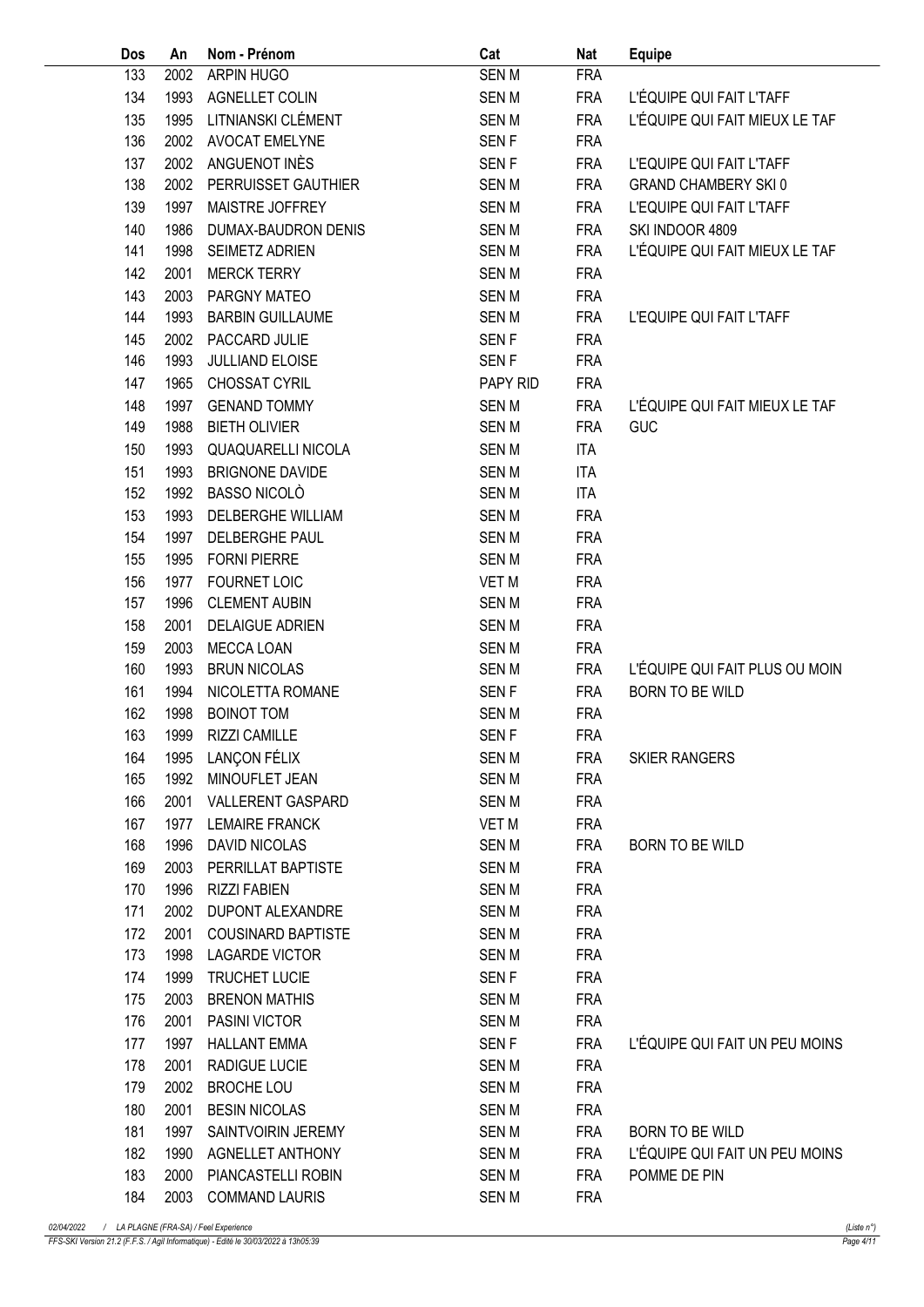| Dos | An | Nom - Prénom | Cat | Nat | Equipe |
|---|---|---|---|---|---|
| 133 | 2002 | ARPIN HUGO | SEN M | FRA | |
| 134 | 1993 | AGNELLET COLIN | SEN M | FRA | L'ÉQUIPE QUI FAIT L'TAFF |
| 135 | 1995 | LITNIANSKI CLÉMENT | SEN M | FRA | L'ÉQUIPE QUI FAIT MIEUX LE TAF |
| 136 | 2002 | AVOCAT EMELYNE | SEN F | FRA | |
| 137 | 2002 | ANGUENOT INÈS | SEN F | FRA | L'EQUIPE QUI FAIT L'TAFF |
| 138 | 2002 | PERRUISSET GAUTHIER | SEN M | FRA | GRAND CHAMBERY SKI 0 |
| 139 | 1997 | MAISTRE JOFFREY | SEN M | FRA | L'EQUIPE QUI FAIT L'TAFF |
| 140 | 1986 | DUMAX-BAUDRON DENIS | SEN M | FRA | SKI INDOOR 4809 |
| 141 | 1998 | SEIMETZ ADRIEN | SEN M | FRA | L'ÉQUIPE QUI FAIT MIEUX LE TAF |
| 142 | 2001 | MERCK TERRY | SEN M | FRA | |
| 143 | 2003 | PARGNY MATEO | SEN M | FRA | |
| 144 | 1993 | BARBIN GUILLAUME | SEN M | FRA | L'EQUIPE QUI FAIT L'TAFF |
| 145 | 2002 | PACCARD JULIE | SEN F | FRA | |
| 146 | 1993 | JULLIAND ELOISE | SEN F | FRA | |
| 147 | 1965 | CHOSSAT CYRIL | PAPY RID | FRA | |
| 148 | 1997 | GENAND TOMMY | SEN M | FRA | L'ÉQUIPE QUI FAIT MIEUX LE TAF |
| 149 | 1988 | BIETH OLIVIER | SEN M | FRA | GUC |
| 150 | 1993 | QUAQUARELLI NICOLA | SEN M | ITA | |
| 151 | 1993 | BRIGNONE DAVIDE | SEN M | ITA | |
| 152 | 1992 | BASSO NICOLÒ | SEN M | ITA | |
| 153 | 1993 | DELBERGHE WILLIAM | SEN M | FRA | |
| 154 | 1997 | DELBERGHE PAUL | SEN M | FRA | |
| 155 | 1995 | FORNI PIERRE | SEN M | FRA | |
| 156 | 1977 | FOURNET LOIC | VET M | FRA | |
| 157 | 1996 | CLEMENT AUBIN | SEN M | FRA | |
| 158 | 2001 | DELAIGUE ADRIEN | SEN M | FRA | |
| 159 | 2003 | MECCA LOAN | SEN M | FRA | |
| 160 | 1993 | BRUN NICOLAS | SEN M | FRA | L'ÉQUIPE QUI FAIT PLUS OU MOIN |
| 161 | 1994 | NICOLETTA ROMANE | SEN F | FRA | BORN TO BE WILD |
| 162 | 1998 | BOINOT TOM | SEN M | FRA | |
| 163 | 1999 | RIZZI CAMILLE | SEN F | FRA | |
| 164 | 1995 | LANÇON FÉLIX | SEN M | FRA | SKIER RANGERS |
| 165 | 1992 | MINOUFLET JEAN | SEN M | FRA | |
| 166 | 2001 | VALLERENT GASPARD | SEN M | FRA | |
| 167 | 1977 | LEMAIRE FRANCK | VET M | FRA | |
| 168 | 1996 | DAVID NICOLAS | SEN M | FRA | BORN TO BE WILD |
| 169 | 2003 | PERRILLAT BAPTISTE | SEN M | FRA | |
| 170 | 1996 | RIZZI FABIEN | SEN M | FRA | |
| 171 | 2002 | DUPONT ALEXANDRE | SEN M | FRA | |
| 172 | 2001 | COUSINARD BAPTISTE | SEN M | FRA | |
| 173 | 1998 | LAGARDE VICTOR | SEN M | FRA | |
| 174 | 1999 | TRUCHET LUCIE | SEN F | FRA | |
| 175 | 2003 | BRENON MATHIS | SEN M | FRA | |
| 176 | 2001 | PASINI VICTOR | SEN M | FRA | |
| 177 | 1997 | HALLANT EMMA | SEN F | FRA | L'ÉQUIPE QUI FAIT UN PEU MOINS |
| 178 | 2001 | RADIGUE LUCIE | SEN M | FRA | |
| 179 | 2002 | BROCHE LOU | SEN M | FRA | |
| 180 | 2001 | BESIN NICOLAS | SEN M | FRA | |
| 181 | 1997 | SAINTVOIRIN JEREMY | SEN M | FRA | BORN TO BE WILD |
| 182 | 1990 | AGNELLET ANTHONY | SEN M | FRA | L'ÉQUIPE QUI FAIT UN PEU MOINS |
| 183 | 2000 | PIANCASTELLI ROBIN | SEN M | FRA | POMME DE PIN |
| 184 | 2003 | COMMAND LAURIS | SEN M | FRA | |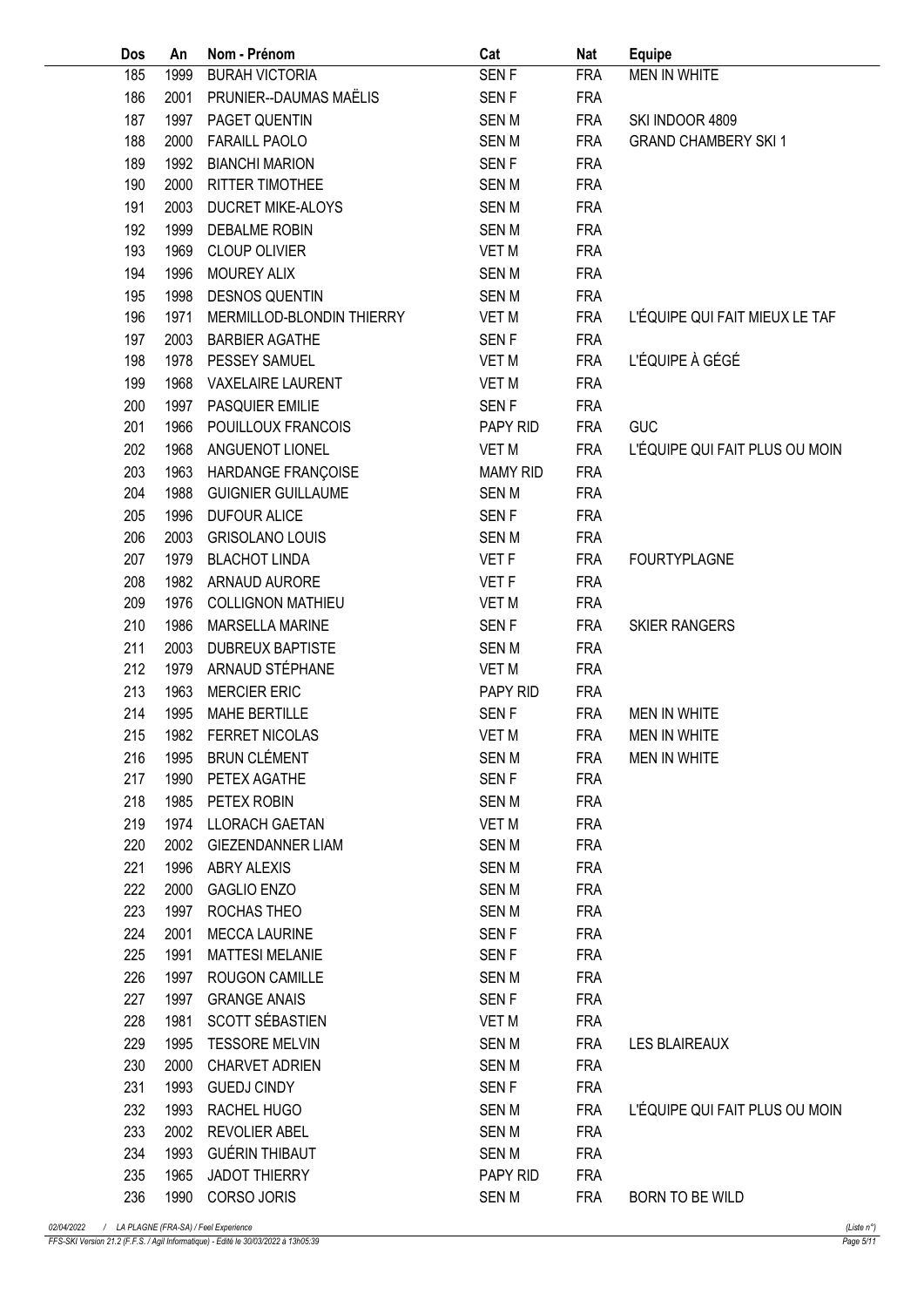| Dos | An | Nom - Prénom | Cat | Nat | Equipe |
|---|---|---|---|---|---|
| 185 | 1999 | BURAH VICTORIA | SEN F | FRA | MEN IN WHITE |
| 186 | 2001 | PRUNIER--DAUMAS MAËLIS | SEN F | FRA | |
| 187 | 1997 | PAGET QUENTIN | SEN M | FRA | SKI INDOOR 4809 |
| 188 | 2000 | FARAILL PAOLO | SEN M | FRA | GRAND CHAMBERY SKI 1 |
| 189 | 1992 | BIANCHI MARION | SEN F | FRA | |
| 190 | 2000 | RITTER TIMOTHEE | SEN M | FRA | |
| 191 | 2003 | DUCRET MIKE-ALOYS | SEN M | FRA | |
| 192 | 1999 | DEBALME ROBIN | SEN M | FRA | |
| 193 | 1969 | CLOUP OLIVIER | VET M | FRA | |
| 194 | 1996 | MOUREY ALIX | SEN M | FRA | |
| 195 | 1998 | DESNOS QUENTIN | SEN M | FRA | |
| 196 | 1971 | MERMILLOD-BLONDIN THIERRY | VET M | FRA | L'ÉQUIPE QUI FAIT MIEUX LE TAF |
| 197 | 2003 | BARBIER AGATHE | SEN F | FRA | |
| 198 | 1978 | PESSEY SAMUEL | VET M | FRA | L'ÉQUIPE À GÉGÉ |
| 199 | 1968 | VAXELAIRE LAURENT | VET M | FRA | |
| 200 | 1997 | PASQUIER EMILIE | SEN F | FRA | |
| 201 | 1966 | POUILLOUX FRANCOIS | PAPY RID | FRA | GUC |
| 202 | 1968 | ANGUENOT LIONEL | VET M | FRA | L'ÉQUIPE QUI FAIT PLUS OU MOIN |
| 203 | 1963 | HARDANGE FRANÇOISE | MAMY RID | FRA | |
| 204 | 1988 | GUIGNIER GUILLAUME | SEN M | FRA | |
| 205 | 1996 | DUFOUR ALICE | SEN F | FRA | |
| 206 | 2003 | GRISOLANO LOUIS | SEN M | FRA | |
| 207 | 1979 | BLACHOT LINDA | VET F | FRA | FOURTYPLAGNE |
| 208 | 1982 | ARNAUD AURORE | VET F | FRA | |
| 209 | 1976 | COLLIGNON MATHIEU | VET M | FRA | |
| 210 | 1986 | MARSELLA MARINE | SEN F | FRA | SKIER RANGERS |
| 211 | 2003 | DUBREUX BAPTISTE | SEN M | FRA | |
| 212 | 1979 | ARNAUD STÉPHANE | VET M | FRA | |
| 213 | 1963 | MERCIER ERIC | PAPY RID | FRA | |
| 214 | 1995 | MAHE BERTILLE | SEN F | FRA | MEN IN WHITE |
| 215 | 1982 | FERRET NICOLAS | VET M | FRA | MEN IN WHITE |
| 216 | 1995 | BRUN CLÉMENT | SEN M | FRA | MEN IN WHITE |
| 217 | 1990 | PETEX AGATHE | SEN F | FRA | |
| 218 | 1985 | PETEX ROBIN | SEN M | FRA | |
| 219 | 1974 | LLORACH GAETAN | VET M | FRA | |
| 220 | 2002 | GIEZENDANNER LIAM | SEN M | FRA | |
| 221 | 1996 | ABRY ALEXIS | SEN M | FRA | |
| 222 | 2000 | GAGLIO ENZO | SEN M | FRA | |
| 223 | 1997 | ROCHAS THEO | SEN M | FRA | |
| 224 | 2001 | MECCA LAURINE | SEN F | FRA | |
| 225 | 1991 | MATTESI MELANIE | SEN F | FRA | |
| 226 | 1997 | ROUGON CAMILLE | SEN M | FRA | |
| 227 | 1997 | GRANGE ANAIS | SEN F | FRA | |
| 228 | 1981 | SCOTT SÉBASTIEN | VET M | FRA | |
| 229 | 1995 | TESSORE MELVIN | SEN M | FRA | LES BLAIREAUX |
| 230 | 2000 | CHARVET ADRIEN | SEN M | FRA | |
| 231 | 1993 | GUEDJ CINDY | SEN F | FRA | |
| 232 | 1993 | RACHEL HUGO | SEN M | FRA | L'ÉQUIPE QUI FAIT PLUS OU MOIN |
| 233 | 2002 | REVOLIER ABEL | SEN M | FRA | |
| 234 | 1993 | GUÉRIN THIBAUT | SEN M | FRA | |
| 235 | 1965 | JADOT THIERRY | PAPY RID | FRA | |
| 236 | 1990 | CORSO JORIS | SEN M | FRA | BORN TO BE WILD |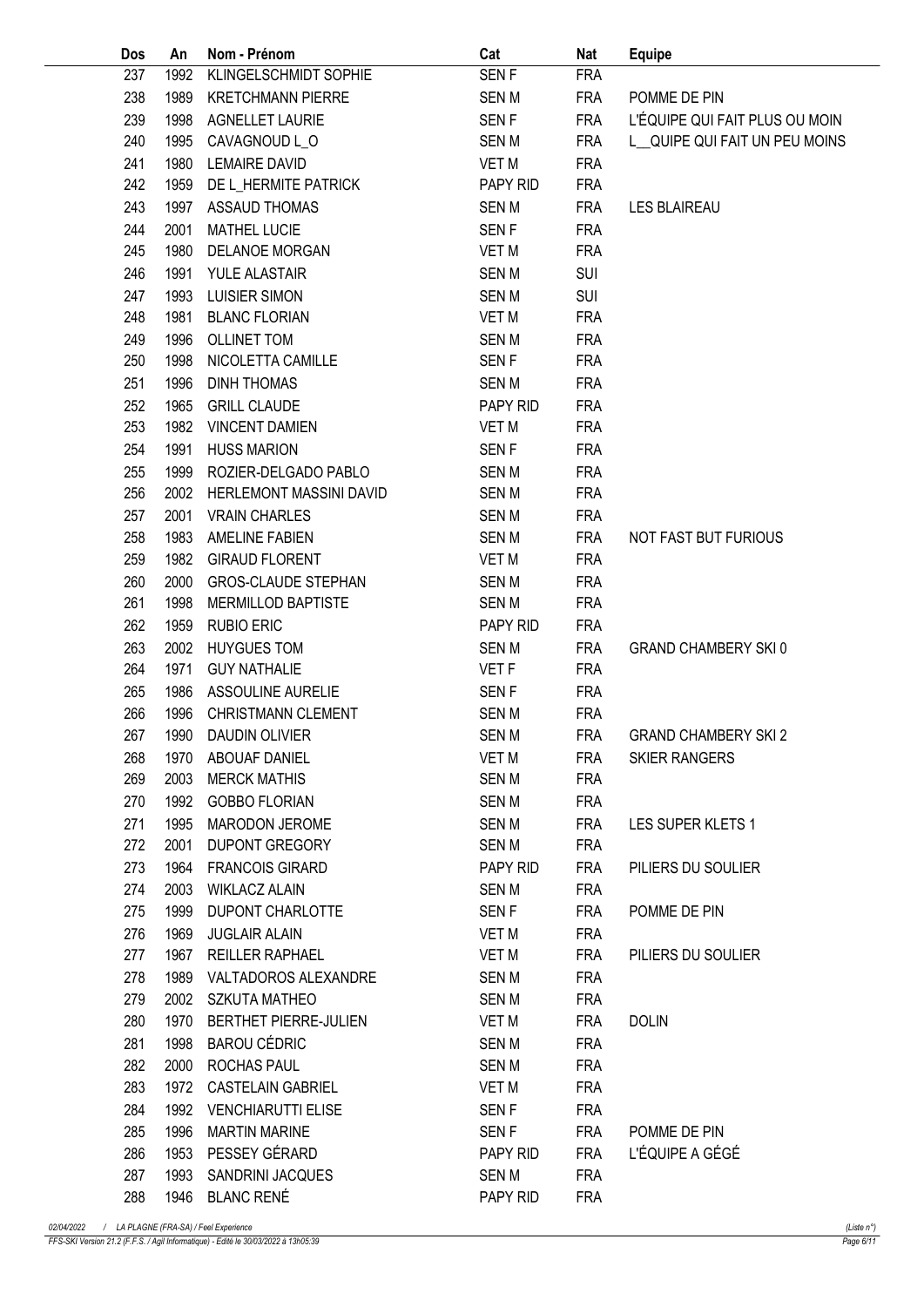| Dos | An | Nom - Prénom | Cat | Nat | Equipe |
|---|---|---|---|---|---|
| 237 | 1992 | KLINGELSCHMIDT SOPHIE | SEN F | FRA | |
| 238 | 1989 | KRETCHMANN PIERRE | SEN M | FRA | POMME DE PIN |
| 239 | 1998 | AGNELLET LAURIE | SEN F | FRA | L'ÉQUIPE QUI FAIT PLUS OU MOIN |
| 240 | 1995 | CAVAGNOUD L_O | SEN M | FRA | L__QUIPE QUI FAIT UN PEU MOINS |
| 241 | 1980 | LEMAIRE DAVID | VET M | FRA | |
| 242 | 1959 | DE L_HERMITE PATRICK | PAPY RID | FRA | |
| 243 | 1997 | ASSAUD THOMAS | SEN M | FRA | LES BLAIREAU |
| 244 | 2001 | MATHEL LUCIE | SEN F | FRA | |
| 245 | 1980 | DELANOE MORGAN | VET M | FRA | |
| 246 | 1991 | YULE ALASTAIR | SEN M | SUI | |
| 247 | 1993 | LUISIER SIMON | SEN M | SUI | |
| 248 | 1981 | BLANC FLORIAN | VET M | FRA | |
| 249 | 1996 | OLLINET TOM | SEN M | FRA | |
| 250 | 1998 | NICOLETTA CAMILLE | SEN F | FRA | |
| 251 | 1996 | DINH THOMAS | SEN M | FRA | |
| 252 | 1965 | GRILL CLAUDE | PAPY RID | FRA | |
| 253 | 1982 | VINCENT DAMIEN | VET M | FRA | |
| 254 | 1991 | HUSS MARION | SEN F | FRA | |
| 255 | 1999 | ROZIER-DELGADO PABLO | SEN M | FRA | |
| 256 | 2002 | HERLEMONT MASSINI DAVID | SEN M | FRA | |
| 257 | 2001 | VRAIN CHARLES | SEN M | FRA | |
| 258 | 1983 | AMELINE FABIEN | SEN M | FRA | NOT FAST BUT FURIOUS |
| 259 | 1982 | GIRAUD FLORENT | VET M | FRA | |
| 260 | 2000 | GROS-CLAUDE STEPHAN | SEN M | FRA | |
| 261 | 1998 | MERMILLOD BAPTISTE | SEN M | FRA | |
| 262 | 1959 | RUBIO ERIC | PAPY RID | FRA | |
| 263 | 2002 | HUYGUES TOM | SEN M | FRA | GRAND CHAMBERY SKI 0 |
| 264 | 1971 | GUY NATHALIE | VET F | FRA | |
| 265 | 1986 | ASSOULINE AURELIE | SEN F | FRA | |
| 266 | 1996 | CHRISTMANN CLEMENT | SEN M | FRA | |
| 267 | 1990 | DAUDIN OLIVIER | SEN M | FRA | GRAND CHAMBERY SKI 2 |
| 268 | 1970 | ABOUAF DANIEL | VET M | FRA | SKIER RANGERS |
| 269 | 2003 | MERCK MATHIS | SEN M | FRA | |
| 270 | 1992 | GOBBO FLORIAN | SEN M | FRA | |
| 271 | 1995 | MARODON JEROME | SEN M | FRA | LES SUPER KLETS 1 |
| 272 | 2001 | DUPONT GREGORY | SEN M | FRA | |
| 273 | 1964 | FRANCOIS GIRARD | PAPY RID | FRA | PILIERS DU SOULIER |
| 274 | 2003 | WIKLACZ ALAIN | SEN M | FRA | |
| 275 | 1999 | DUPONT CHARLOTTE | SEN F | FRA | POMME DE PIN |
| 276 | 1969 | JUGLAIR ALAIN | VET M | FRA | |
| 277 | 1967 | REILLER RAPHAEL | VET M | FRA | PILIERS DU SOULIER |
| 278 | 1989 | VALTADOROS ALEXANDRE | SEN M | FRA | |
| 279 | 2002 | SZKUTA MATHEO | SEN M | FRA | |
| 280 | 1970 | BERTHET PIERRE-JULIEN | VET M | FRA | DOLIN |
| 281 | 1998 | BAROU CÉDRIC | SEN M | FRA | |
| 282 | 2000 | ROCHAS PAUL | SEN M | FRA | |
| 283 | 1972 | CASTELAIN GABRIEL | VET M | FRA | |
| 284 | 1992 | VENCHIARUTTI ELISE | SEN F | FRA | |
| 285 | 1996 | MARTIN MARINE | SEN F | FRA | POMME DE PIN |
| 286 | 1953 | PESSEY GÉRARD | PAPY RID | FRA | L'ÉQUIPE A GÉGÉ |
| 287 | 1993 | SANDRINI JACQUES | SEN M | FRA | |
| 288 | 1946 | BLANC RENÉ | PAPY RID | FRA | |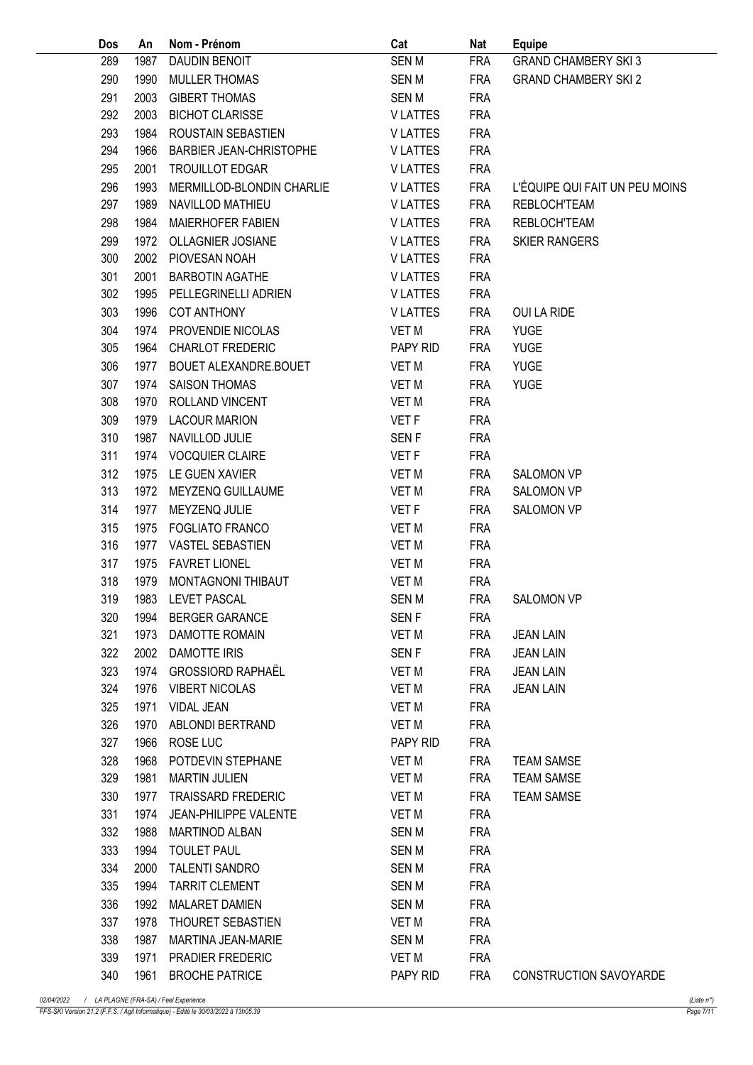| Dos | An | Nom - Prénom | Cat | Nat | Equipe |
|---|---|---|---|---|---|
| 289 | 1987 | DAUDIN BENOIT | SEN M | FRA | GRAND CHAMBERY SKI 3 |
| 290 | 1990 | MULLER THOMAS | SEN M | FRA | GRAND CHAMBERY SKI 2 |
| 291 | 2003 | GIBERT THOMAS | SEN M | FRA | |
| 292 | 2003 | BICHOT CLARISSE | V LATTES | FRA | |
| 293 | 1984 | ROUSTAIN SEBASTIEN | V LATTES | FRA | |
| 294 | 1966 | BARBIER JEAN-CHRISTOPHE | V LATTES | FRA | |
| 295 | 2001 | TROUILLOT EDGAR | V LATTES | FRA | |
| 296 | 1993 | MERMILLOD-BLONDIN CHARLIE | V LATTES | FRA | L'ÉQUIPE QUI FAIT UN PEU MOINS |
| 297 | 1989 | NAVILLOD MATHIEU | V LATTES | FRA | REBLOCH'TEAM |
| 298 | 1984 | MAIERHOFER FABIEN | V LATTES | FRA | REBLOCH'TEAM |
| 299 | 1972 | OLLAGNIER JOSIANE | V LATTES | FRA | SKIER RANGERS |
| 300 | 2002 | PIOVESAN NOAH | V LATTES | FRA | |
| 301 | 2001 | BARBOTIN AGATHE | V LATTES | FRA | |
| 302 | 1995 | PELLEGRINELLI ADRIEN | V LATTES | FRA | |
| 303 | 1996 | COT ANTHONY | V LATTES | FRA | OUI LA RIDE |
| 304 | 1974 | PROVENDIE NICOLAS | VET M | FRA | YUGE |
| 305 | 1964 | CHARLOT FREDERIC | PAPY RID | FRA | YUGE |
| 306 | 1977 | BOUET ALEXANDRE.BOUET | VET M | FRA | YUGE |
| 307 | 1974 | SAISON THOMAS | VET M | FRA | YUGE |
| 308 | 1970 | ROLLAND VINCENT | VET M | FRA | |
| 309 | 1979 | LACOUR MARION | VET F | FRA | |
| 310 | 1987 | NAVILLOD JULIE | SEN F | FRA | |
| 311 | 1974 | VOCQUIER CLAIRE | VET F | FRA | |
| 312 | 1975 | LE GUEN XAVIER | VET M | FRA | SALOMON VP |
| 313 | 1972 | MEYZENQ GUILLAUME | VET M | FRA | SALOMON VP |
| 314 | 1977 | MEYZENQ JULIE | VET F | FRA | SALOMON VP |
| 315 | 1975 | FOGLIATO FRANCO | VET M | FRA | |
| 316 | 1977 | VASTEL SEBASTIEN | VET M | FRA | |
| 317 | 1975 | FAVRET LIONEL | VET M | FRA | |
| 318 | 1979 | MONTAGNONI THIBAUT | VET M | FRA | |
| 319 | 1983 | LEVET PASCAL | SEN M | FRA | SALOMON VP |
| 320 | 1994 | BERGER GARANCE | SEN F | FRA | |
| 321 | 1973 | DAMOTTE ROMAIN | VET M | FRA | JEAN LAIN |
| 322 | 2002 | DAMOTTE IRIS | SEN F | FRA | JEAN LAIN |
| 323 | 1974 | GROSSIORD RAPHAËL | VET M | FRA | JEAN LAIN |
| 324 | 1976 | VIBERT NICOLAS | VET M | FRA | JEAN LAIN |
| 325 | 1971 | VIDAL JEAN | VET M | FRA | |
| 326 | 1970 | ABLONDI BERTRAND | VET M | FRA | |
| 327 | 1966 | ROSE LUC | PAPY RID | FRA | |
| 328 | 1968 | POTDEVIN STEPHANE | VET M | FRA | TEAM SAMSE |
| 329 | 1981 | MARTIN JULIEN | VET M | FRA | TEAM SAMSE |
| 330 | 1977 | TRAISSARD FREDERIC | VET M | FRA | TEAM SAMSE |
| 331 | 1974 | JEAN-PHILIPPE VALENTE | VET M | FRA | |
| 332 | 1988 | MARTINOD ALBAN | SEN M | FRA | |
| 333 | 1994 | TOULET PAUL | SEN M | FRA | |
| 334 | 2000 | TALENTI SANDRO | SEN M | FRA | |
| 335 | 1994 | TARRIT CLEMENT | SEN M | FRA | |
| 336 | 1992 | MALARET DAMIEN | SEN M | FRA | |
| 337 | 1978 | THOURET SEBASTIEN | VET M | FRA | |
| 338 | 1987 | MARTINA JEAN-MARIE | SEN M | FRA | |
| 339 | 1971 | PRADIER FREDERIC | VET M | FRA | |
| 340 | 1961 | BROCHE PATRICE | PAPY RID | FRA | CONSTRUCTION SAVOYARDE |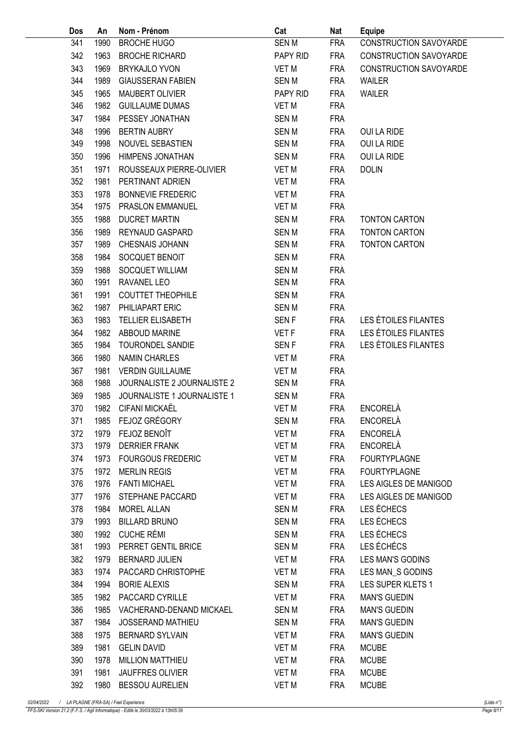| Dos | An | Nom - Prénom | Cat | Nat | Equipe |
|---|---|---|---|---|---|
| 341 | 1990 | BROCHE HUGO | SEN M | FRA | CONSTRUCTION SAVOYARDE |
| 342 | 1963 | BROCHE RICHARD | PAPY RID | FRA | CONSTRUCTION SAVOYARDE |
| 343 | 1969 | BRYKAJLO YVON | VET M | FRA | CONSTRUCTION SAVOYARDE |
| 344 | 1989 | GIAUSSERAN FABIEN | SEN M | FRA | WAILER |
| 345 | 1965 | MAUBERT OLIVIER | PAPY RID | FRA | WAILER |
| 346 | 1982 | GUILLAUME DUMAS | VET M | FRA | |
| 347 | 1984 | PESSEY JONATHAN | SEN M | FRA | |
| 348 | 1996 | BERTIN AUBRY | SEN M | FRA | OUI LA RIDE |
| 349 | 1998 | NOUVEL SEBASTIEN | SEN M | FRA | OUI LA RIDE |
| 350 | 1996 | HIMPENS JONATHAN | SEN M | FRA | OUI LA RIDE |
| 351 | 1971 | ROUSSEAUX PIERRE-OLIVIER | VET M | FRA | DOLIN |
| 352 | 1981 | PERTINANT ADRIEN | VET M | FRA | |
| 353 | 1978 | BONNEVIE FREDERIC | VET M | FRA | |
| 354 | 1975 | PRASLON EMMANUEL | VET M | FRA | |
| 355 | 1988 | DUCRET MARTIN | SEN M | FRA | TONTON CARTON |
| 356 | 1989 | REYNAUD GASPARD | SEN M | FRA | TONTON CARTON |
| 357 | 1989 | CHESNAIS JOHANN | SEN M | FRA | TONTON CARTON |
| 358 | 1984 | SOCQUET BENOIT | SEN M | FRA | |
| 359 | 1988 | SOCQUET WILLIAM | SEN M | FRA | |
| 360 | 1991 | RAVANEL LEO | SEN M | FRA | |
| 361 | 1991 | COUTTET THEOPHILE | SEN M | FRA | |
| 362 | 1987 | PHILIAPART ERIC | SEN M | FRA | |
| 363 | 1983 | TELLIER ELISABETH | SEN F | FRA | LES ÉTOILES FILANTES |
| 364 | 1982 | ABBOUD MARINE | VET F | FRA | LES ÉTOILES FILANTES |
| 365 | 1984 | TOURONDEL SANDIE | SEN F | FRA | LES ÉTOILES FILANTES |
| 366 | 1980 | NAMIN CHARLES | VET M | FRA | |
| 367 | 1981 | VERDIN GUILLAUME | VET M | FRA | |
| 368 | 1988 | JOURNALISTE 2 JOURNALISTE 2 | SEN M | FRA | |
| 369 | 1985 | JOURNALISTE 1 JOURNALISTE 1 | SEN M | FRA | |
| 370 | 1982 | CIFANI MICKAËL | VET M | FRA | ENCORELÀ |
| 371 | 1985 | FEJOZ GRÉGORY | SEN M | FRA | ENCORELÀ |
| 372 | 1979 | FEJOZ BENOÎT | VET M | FRA | ENCORELÀ |
| 373 | 1979 | DERRIER FRANK | VET M | FRA | ENCORELÀ |
| 374 | 1973 | FOURGOUS FREDERIC | VET M | FRA | FOURTYPLAGNE |
| 375 | 1972 | MERLIN REGIS | VET M | FRA | FOURTYPLAGNE |
| 376 | 1976 | FANTI MICHAEL | VET M | FRA | LES AIGLES DE MANIGOD |
| 377 | 1976 | STEPHANE PACCARD | VET M | FRA | LES AIGLES DE MANIGOD |
| 378 | 1984 | MOREL ALLAN | SEN M | FRA | LES ÉCHECS |
| 379 | 1993 | BILLARD BRUNO | SEN M | FRA | LES ÉCHECS |
| 380 | 1992 | CUCHE RÉMI | SEN M | FRA | LES ÉCHECS |
| 381 | 1993 | PERRET GENTIL BRICE | SEN M | FRA | LES ÉCHÉCS |
| 382 | 1979 | BERNARD JULIEN | VET M | FRA | LES MAN'S GODINS |
| 383 | 1974 | PACCARD CHRISTOPHE | VET M | FRA | LES MAN_S GODINS |
| 384 | 1994 | BORIE ALEXIS | SEN M | FRA | LES SUPER KLETS 1 |
| 385 | 1982 | PACCARD CYRILLE | VET M | FRA | MAN'S GUEDIN |
| 386 | 1985 | VACHERAND-DENAND MICKAEL | SEN M | FRA | MAN'S GUEDIN |
| 387 | 1984 | JOSSERAND MATHIEU | SEN M | FRA | MAN'S GUEDIN |
| 388 | 1975 | BERNARD SYLVAIN | VET M | FRA | MAN'S GUEDIN |
| 389 | 1981 | GELIN DAVID | VET M | FRA | MCUBE |
| 390 | 1978 | MILLION MATTHIEU | VET M | FRA | MCUBE |
| 391 | 1981 | JAUFFRES OLIVIER | VET M | FRA | MCUBE |
| 392 | 1980 | BESSOU AURELIEN | VET M | FRA | MCUBE |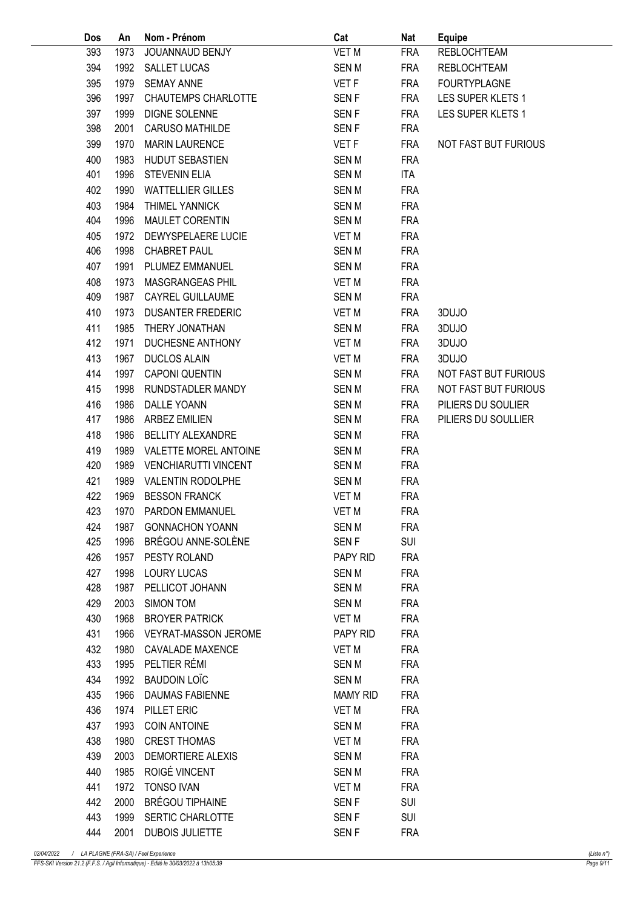| Dos | An | Nom - Prénom | Cat | Nat | Equipe |
|---|---|---|---|---|---|
| 393 | 1973 | JOUANNAUD BENJY | VET M | FRA | REBLOCH'TEAM |
| 394 | 1992 | SALLET LUCAS | SEN M | FRA | REBLOCH'TEAM |
| 395 | 1979 | SEMAY ANNE | VET F | FRA | FOURTYPLAGNE |
| 396 | 1997 | CHAUTEMPS CHARLOTTE | SEN F | FRA | LES SUPER KLETS 1 |
| 397 | 1999 | DIGNE SOLENNE | SEN F | FRA | LES SUPER KLETS 1 |
| 398 | 2001 | CARUSO MATHILDE | SEN F | FRA | |
| 399 | 1970 | MARIN LAURENCE | VET F | FRA | NOT FAST BUT FURIOUS |
| 400 | 1983 | HUDUT SEBASTIEN | SEN M | FRA | |
| 401 | 1996 | STEVENIN ELIA | SEN M | ITA | |
| 402 | 1990 | WATTELLIER GILLES | SEN M | FRA | |
| 403 | 1984 | THIMEL YANNICK | SEN M | FRA | |
| 404 | 1996 | MAULET CORENTIN | SEN M | FRA | |
| 405 | 1972 | DEWYSPELAERE LUCIE | VET M | FRA | |
| 406 | 1998 | CHABRET PAUL | SEN M | FRA | |
| 407 | 1991 | PLUMEZ EMMANUEL | SEN M | FRA | |
| 408 | 1973 | MASGRANGEAS PHIL | VET M | FRA | |
| 409 | 1987 | CAYREL GUILLAUME | SEN M | FRA | |
| 410 | 1973 | DUSANTER FREDERIC | VET M | FRA | 3DUJO |
| 411 | 1985 | THERY JONATHAN | SEN M | FRA | 3DUJO |
| 412 | 1971 | DUCHESNE ANTHONY | VET M | FRA | 3DUJO |
| 413 | 1967 | DUCLOS ALAIN | VET M | FRA | 3DUJO |
| 414 | 1997 | CAPONI QUENTIN | SEN M | FRA | NOT FAST BUT FURIOUS |
| 415 | 1998 | RUNDSTADLER MANDY | SEN M | FRA | NOT FAST BUT FURIOUS |
| 416 | 1986 | DALLE YOANN | SEN M | FRA | PILIERS DU SOULIER |
| 417 | 1986 | ARBEZ EMILIEN | SEN M | FRA | PILIERS DU SOULLIER |
| 418 | 1986 | BELLITY ALEXANDRE | SEN M | FRA | |
| 419 | 1989 | VALETTE MOREL ANTOINE | SEN M | FRA | |
| 420 | 1989 | VENCHIARUTTI VINCENT | SEN M | FRA | |
| 421 | 1989 | VALENTIN RODOLPHE | SEN M | FRA | |
| 422 | 1969 | BESSON FRANCK | VET M | FRA | |
| 423 | 1970 | PARDON EMMANUEL | VET M | FRA | |
| 424 | 1987 | GONNACHON YOANN | SEN M | FRA | |
| 425 | 1996 | BRÉGOU ANNE-SOLÈNE | SEN F | SUI | |
| 426 | 1957 | PESTY ROLAND | PAPY RID | FRA | |
| 427 | 1998 | LOURY LUCAS | SEN M | FRA | |
| 428 | 1987 | PELLICOT JOHANN | SEN M | FRA | |
| 429 | 2003 | SIMON TOM | SEN M | FRA | |
| 430 | 1968 | BROYER PATRICK | VET M | FRA | |
| 431 | 1966 | VEYRAT-MASSON JEROME | PAPY RID | FRA | |
| 432 | 1980 | CAVALADE MAXENCE | VET M | FRA | |
| 433 | 1995 | PELTIER RÉMI | SEN M | FRA | |
| 434 | 1992 | BAUDOIN LOÏC | SEN M | FRA | |
| 435 | 1966 | DAUMAS FABIENNE | MAMY RID | FRA | |
| 436 | 1974 | PILLET ERIC | VET M | FRA | |
| 437 | 1993 | COIN ANTOINE | SEN M | FRA | |
| 438 | 1980 | CREST THOMAS | VET M | FRA | |
| 439 | 2003 | DEMORTIERE ALEXIS | SEN M | FRA | |
| 440 | 1985 | ROIGÉ VINCENT | SEN M | FRA | |
| 441 | 1972 | TONSO IVAN | VET M | FRA | |
| 442 | 2000 | BRÉGOU TIPHAINE | SEN F | SUI | |
| 443 | 1999 | SERTIC CHARLOTTE | SEN F | SUI | |
| 444 | 2001 | DUBOIS JULIETTE | SEN F | FRA | |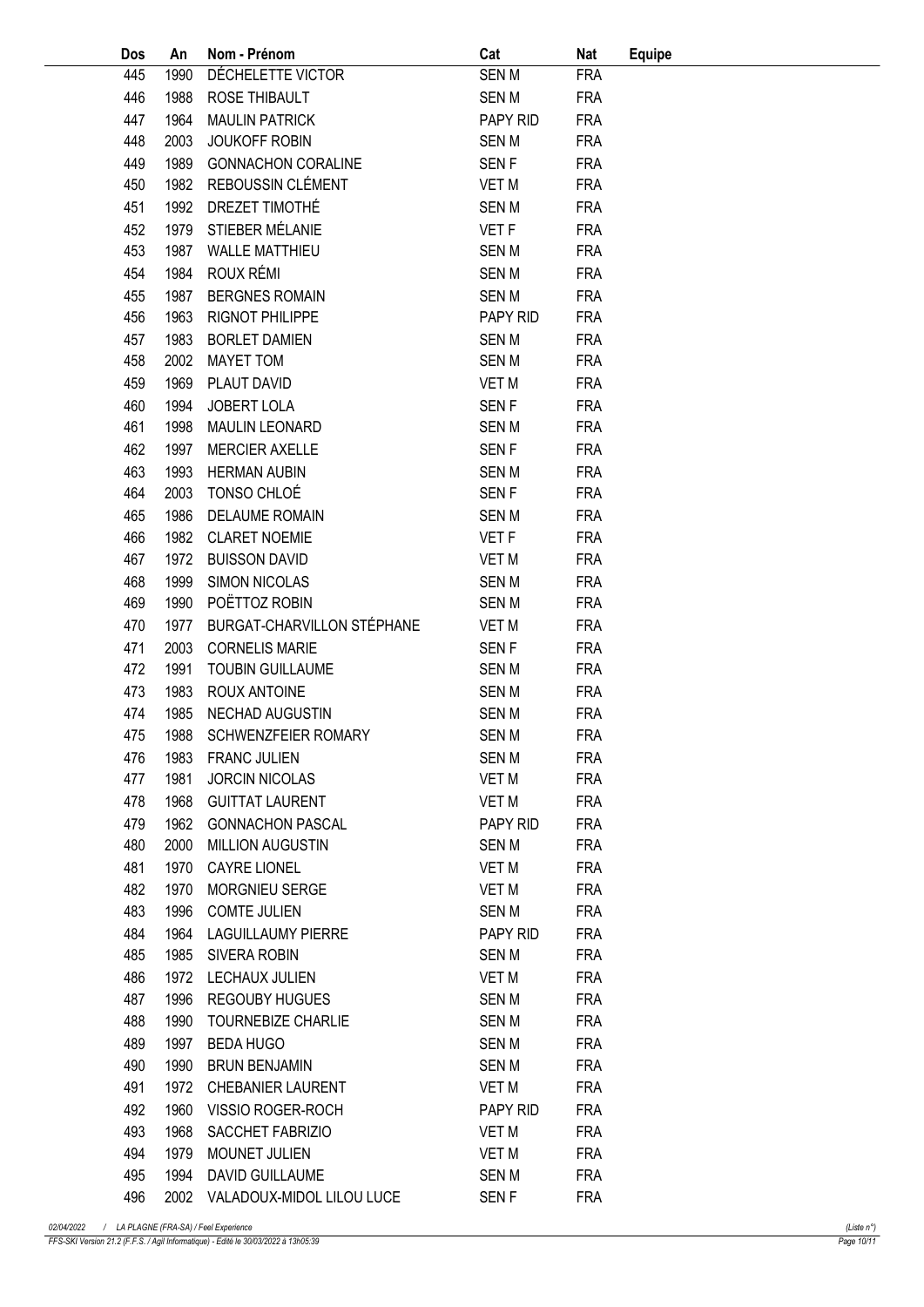| Dos | An | Nom - Prénom | Cat | Nat | Equipe |
|---|---|---|---|---|---|
| 445 | 1990 | DÉCHELETTE VICTOR | SEN M | FRA | |
| 446 | 1988 | ROSE THIBAULT | SEN M | FRA | |
| 447 | 1964 | MAULIN PATRICK | PAPY RID | FRA | |
| 448 | 2003 | JOUKOFF ROBIN | SEN M | FRA | |
| 449 | 1989 | GONNACHON CORALINE | SEN F | FRA | |
| 450 | 1982 | REBOUSSIN CLÉMENT | VET M | FRA | |
| 451 | 1992 | DREZET TIMOTHÉ | SEN M | FRA | |
| 452 | 1979 | STIEBER MÉLANIE | VET F | FRA | |
| 453 | 1987 | WALLE MATTHIEU | SEN M | FRA | |
| 454 | 1984 | ROUX RÉMI | SEN M | FRA | |
| 455 | 1987 | BERGNES ROMAIN | SEN M | FRA | |
| 456 | 1963 | RIGNOT PHILIPPE | PAPY RID | FRA | |
| 457 | 1983 | BORLET DAMIEN | SEN M | FRA | |
| 458 | 2002 | MAYET TOM | SEN M | FRA | |
| 459 | 1969 | PLAUT DAVID | VET M | FRA | |
| 460 | 1994 | JOBERT LOLA | SEN F | FRA | |
| 461 | 1998 | MAULIN LEONARD | SEN M | FRA | |
| 462 | 1997 | MERCIER AXELLE | SEN F | FRA | |
| 463 | 1993 | HERMAN AUBIN | SEN M | FRA | |
| 464 | 2003 | TONSO CHLOÉ | SEN F | FRA | |
| 465 | 1986 | DELAUME ROMAIN | SEN M | FRA | |
| 466 | 1982 | CLARET NOEMIE | VET F | FRA | |
| 467 | 1972 | BUISSON DAVID | VET M | FRA | |
| 468 | 1999 | SIMON NICOLAS | SEN M | FRA | |
| 469 | 1990 | POËTTOZ ROBIN | SEN M | FRA | |
| 470 | 1977 | BURGAT-CHARVILLON STÉPHANE | VET M | FRA | |
| 471 | 2003 | CORNELIS MARIE | SEN F | FRA | |
| 472 | 1991 | TOUBIN GUILLAUME | SEN M | FRA | |
| 473 | 1983 | ROUX ANTOINE | SEN M | FRA | |
| 474 | 1985 | NECHAD AUGUSTIN | SEN M | FRA | |
| 475 | 1988 | SCHWENZFEIER ROMARY | SEN M | FRA | |
| 476 | 1983 | FRANC JULIEN | SEN M | FRA | |
| 477 | 1981 | JORCIN NICOLAS | VET M | FRA | |
| 478 | 1968 | GUITTAT LAURENT | VET M | FRA | |
| 479 | 1962 | GONNACHON PASCAL | PAPY RID | FRA | |
| 480 | 2000 | MILLION AUGUSTIN | SEN M | FRA | |
| 481 | 1970 | CAYRE LIONEL | VET M | FRA | |
| 482 | 1970 | MORGNIEU SERGE | VET M | FRA | |
| 483 | 1996 | COMTE JULIEN | SEN M | FRA | |
| 484 | 1964 | LAGUILLAUMY PIERRE | PAPY RID | FRA | |
| 485 | 1985 | SIVERA ROBIN | SEN M | FRA | |
| 486 | 1972 | LECHAUX JULIEN | VET M | FRA | |
| 487 | 1996 | REGOUBY HUGUES | SEN M | FRA | |
| 488 | 1990 | TOURNEBIZE CHARLIE | SEN M | FRA | |
| 489 | 1997 | BEDA HUGO | SEN M | FRA | |
| 490 | 1990 | BRUN BENJAMIN | SEN M | FRA | |
| 491 | 1972 | CHEBANIER LAURENT | VET M | FRA | |
| 492 | 1960 | VISSIO ROGER-ROCH | PAPY RID | FRA | |
| 493 | 1968 | SACCHET FABRIZIO | VET M | FRA | |
| 494 | 1979 | MOUNET JULIEN | VET M | FRA | |
| 495 | 1994 | DAVID GUILLAUME | SEN M | FRA | |
| 496 | 2002 | VALADOUX-MIDOL LILOU LUCE | SEN F | FRA | |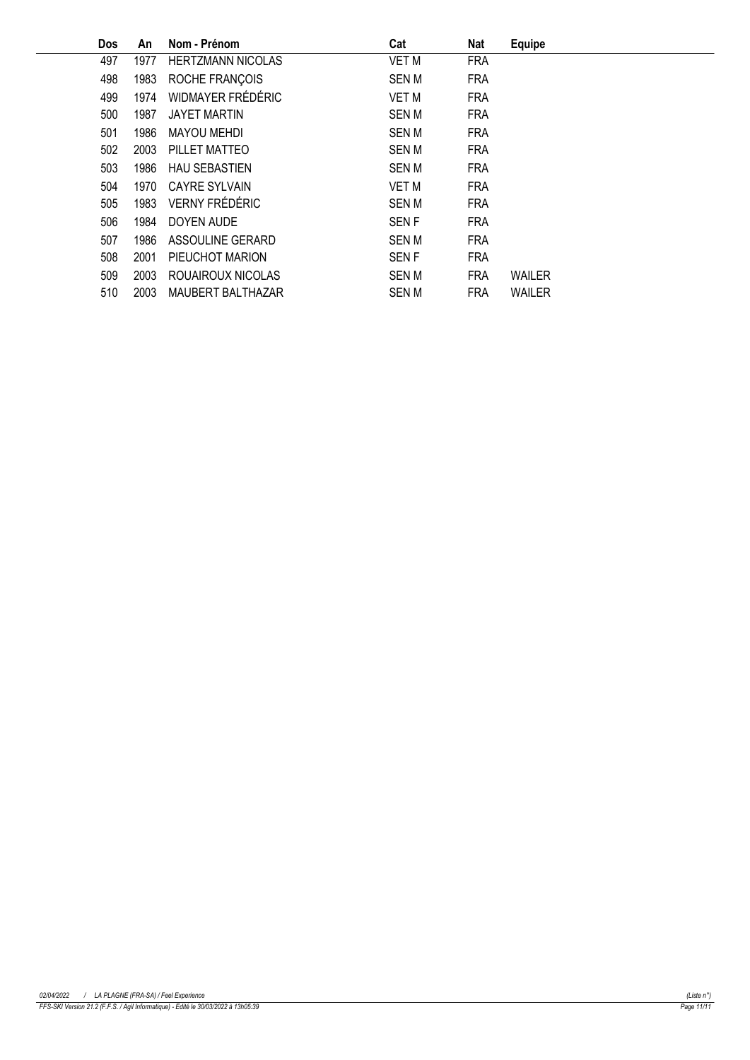| Dos | An | Nom - Prénom | Cat | Nat | Equipe |
|---|---|---|---|---|---|
| 497 | 1977 | HERTZMANN NICOLAS | VET M | FRA | |
| 498 | 1983 | ROCHE FRANÇOIS | SEN M | FRA | |
| 499 | 1974 | WIDMAYER FRÉDÉRIC | VET M | FRA | |
| 500 | 1987 | JAYET MARTIN | SEN M | FRA | |
| 501 | 1986 | MAYOU MEHDI | SEN M | FRA | |
| 502 | 2003 | PILLET MATTEO | SEN M | FRA | |
| 503 | 1986 | HAU SEBASTIEN | SEN M | FRA | |
| 504 | 1970 | CAYRE SYLVAIN | VET M | FRA | |
| 505 | 1983 | VERNY FRÉDÉRIC | SEN M | FRA | |
| 506 | 1984 | DOYEN AUDE | SEN F | FRA | |
| 507 | 1986 | ASSOULINE GERARD | SEN M | FRA | |
| 508 | 2001 | PIEUCHOT MARION | SEN F | FRA | |
| 509 | 2003 | ROUAIROUX NICOLAS | SEN M | FRA | WAILER |
| 510 | 2003 | MAUBERT BALTHAZAR | SEN M | FRA | WAILER |